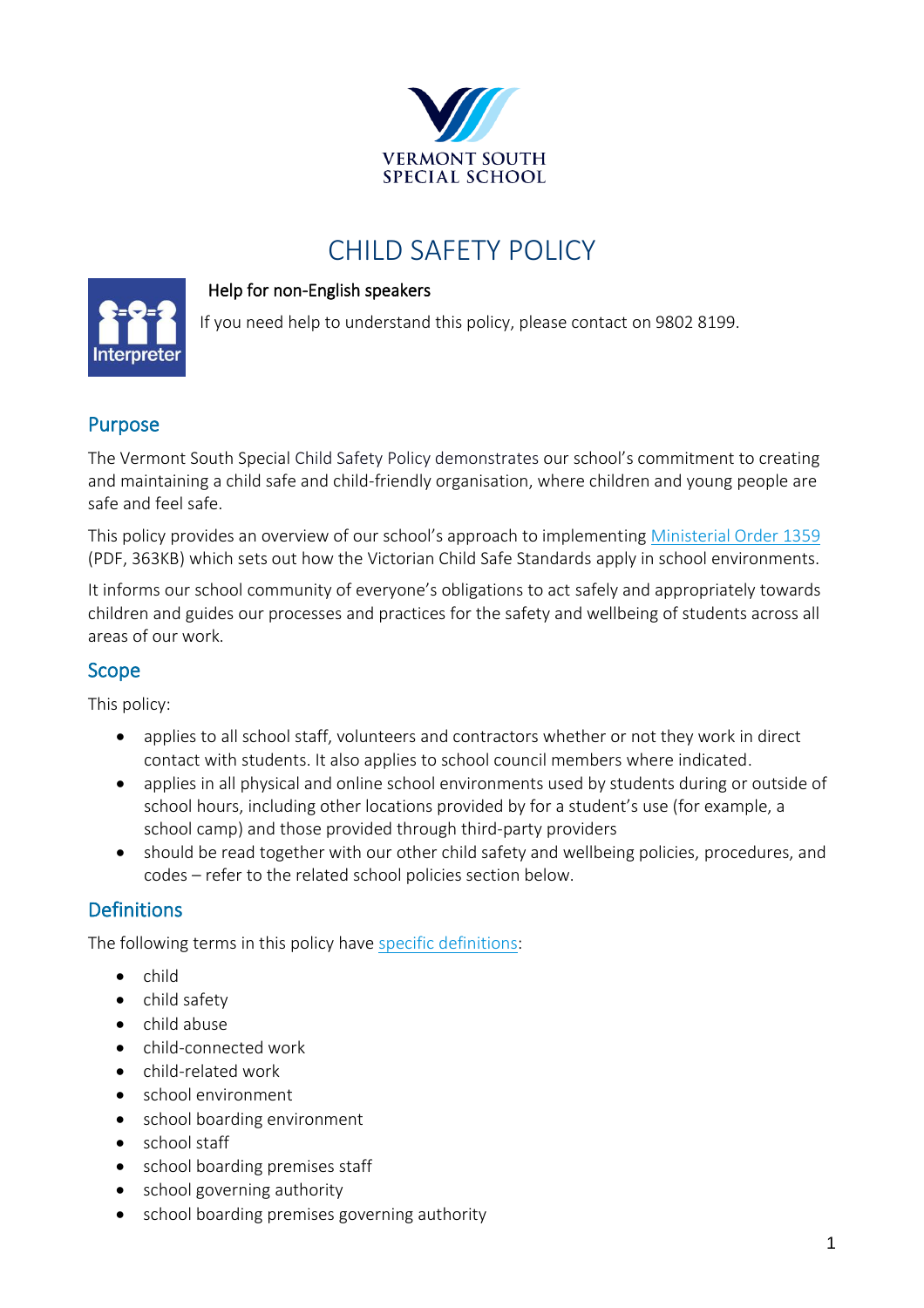VERMONT SOUTH SPECIAL SCHOOL

# CHILD SAFETY POLICY

**Help for non-English speakers**

If you need help to understand this policy, please contact on 9802 8199.

## Purpose

The Vermont South Special Child Safety Policy demonstrates our school's commitment to creating and maintaining a child safe and child-friendly organisation, where children and young people are safe and feel safe.

This policy provides an overview of our school's approach to implementing Ministerial Order 1359 (PDF, 363KB) which sets out how the Victorian Child Safe Standards apply in school environments.

It informs our school community of everyone's obligations to act safely and appropriately towards children and guides our processes and practices for the safety and wellbeing of students across all areas of our work.

## Scope

This policy:

- applies to all school staff, volunteers and contractors whether or not they work in direct contact with students. It also applies to school council members where indicated.
- applies in all physical and online school environments used by students during or outside of school hours, including other locations provided by for a student's use (for example, a school camp) and those provided through third-party providers
- should be read together with our other child safety and wellbeing policies, procedures, and codes – refer to the related school policies section below.

## Definitions

The following terms in this policy have specific definitions:

- child
- child safety
- child abuse
- child-connected work
- child-related work
- school environment
- school boarding environment
- school staff
- school boarding premises staff
- school governing authority
- school boarding premises governing authority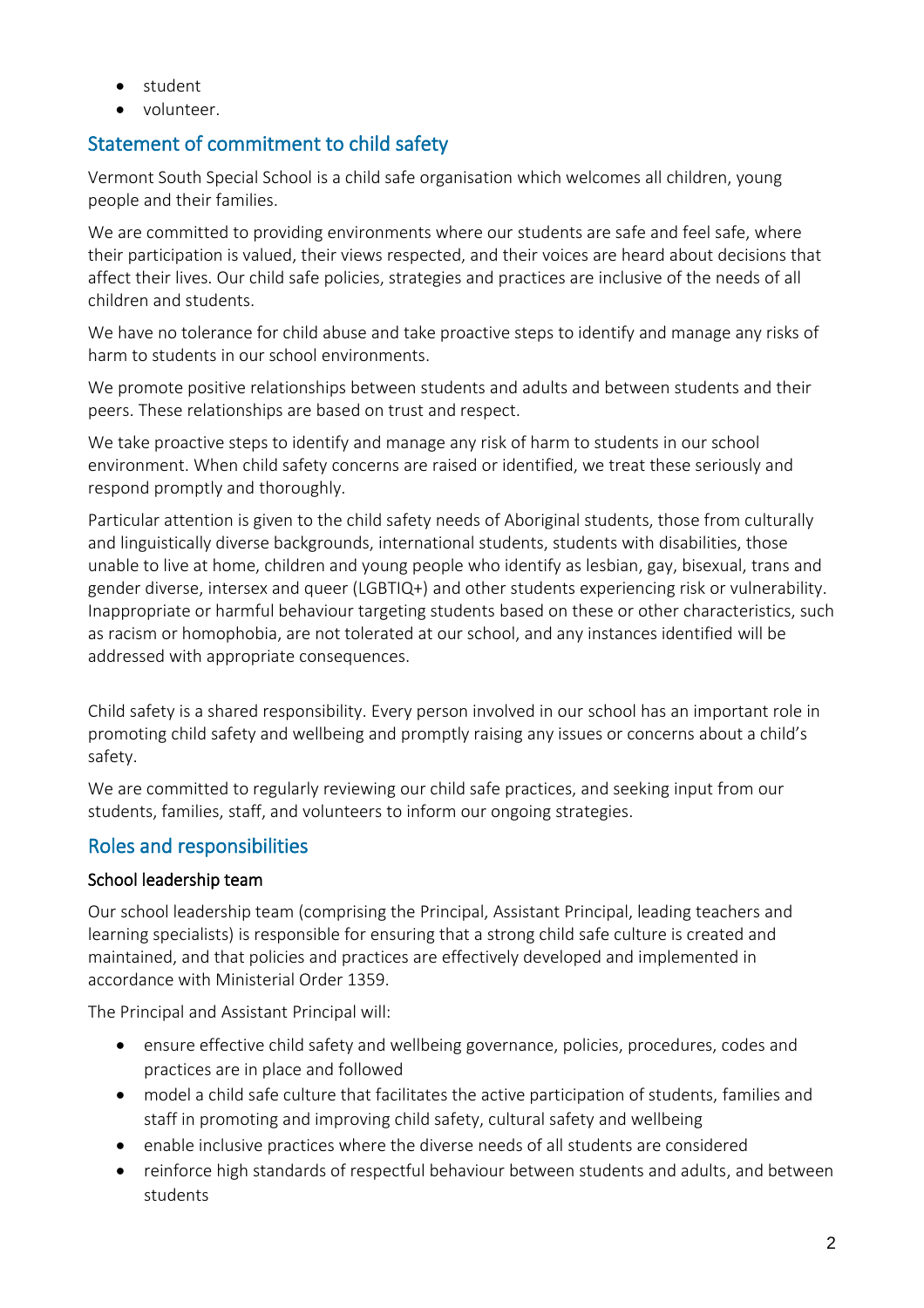- student
- volunteer.

## Statement of commitment to child safety

Vermont South Special School is a child safe organisation which welcomes all children, young people and their families.

We are committed to providing environments where our students are safe and feel safe, where their participation is valued, their views respected, and their voices are heard about decisions that affect their lives. Our child safe policies, strategies and practices are inclusive of the needs of all children and students.

We have no tolerance for child abuse and take proactive steps to identify and manage any risks of harm to students in our school environments.

We promote positive relationships between students and adults and between students and their peers. These relationships are based on trust and respect.

We take proactive steps to identify and manage any risk of harm to students in our school environment. When child safety concerns are raised or identified, we treat these seriously and respond promptly and thoroughly.

Particular attention is given to the child safety needs of Aboriginal students, those from culturally and linguistically diverse backgrounds, international students, students with disabilities, those unable to live at home, children and young people who identify as lesbian, gay, bisexual, trans and gender diverse, intersex and queer (LGBTIQ+) and other students experiencing risk or vulnerability. Inappropriate or harmful behaviour targeting students based on these or other characteristics, such as racism or homophobia, are not tolerated at our school, and any instances identified will be addressed with appropriate consequences.

Child safety is a shared responsibility. Every person involved in our school has an important role in promoting child safety and wellbeing and promptly raising any issues or concerns about a child's safety.

We are committed to regularly reviewing our child safe practices, and seeking input from our students, families, staff, and volunteers to inform our ongoing strategies.

## Roles and responsibilities

### School leadership team

Our school leadership team (comprising the Principal, Assistant Principal, leading teachers and learning specialists) is responsible for ensuring that a strong child safe culture is created and maintained, and that policies and practices are effectively developed and implemented in accordance with Ministerial Order 1359.

The Principal and Assistant Principal will:

- ensure effective child safety and wellbeing governance, policies, procedures, codes and practices are in place and followed
- model a child safe culture that facilitates the active participation of students, families and staff in promoting and improving child safety, cultural safety and wellbeing
- enable inclusive practices where the diverse needs of all students are considered
- reinforce high standards of respectful behaviour between students and adults, and between students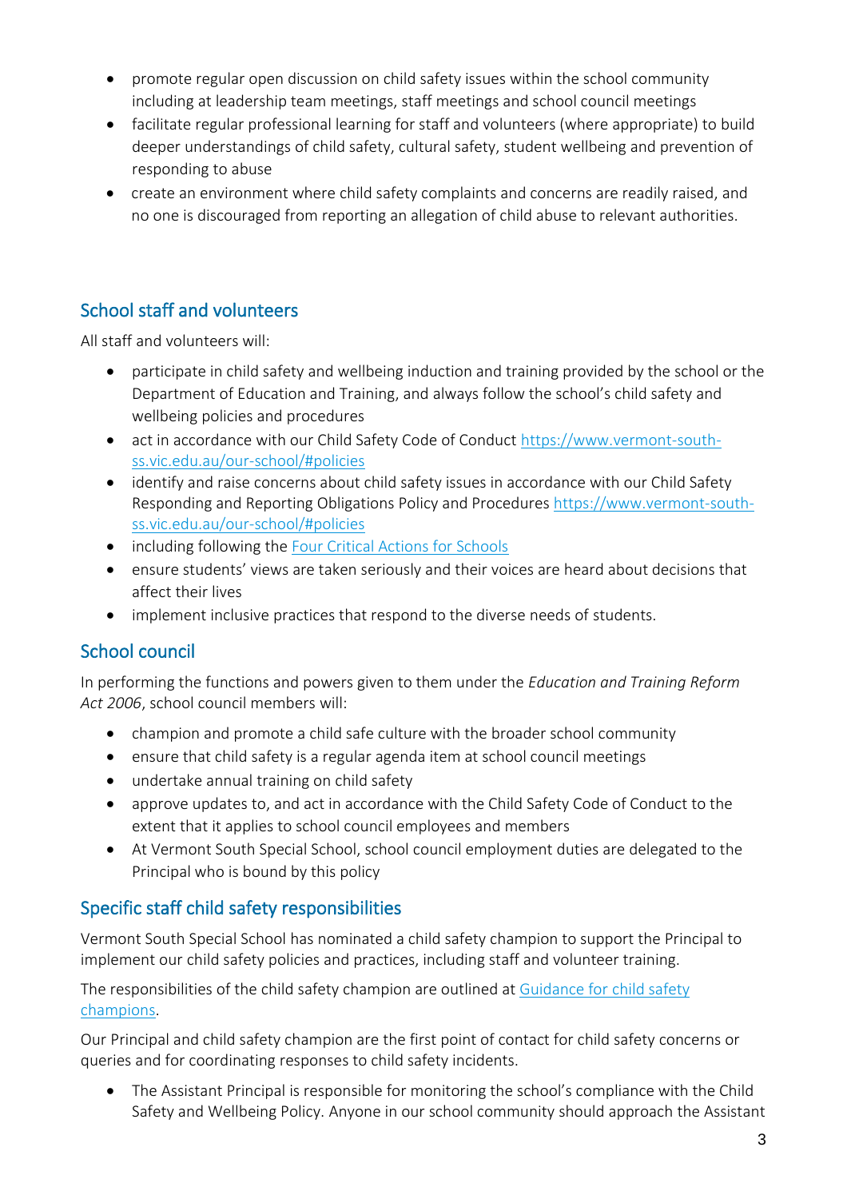- promote regular open discussion on child safety issues within the school community including at leadership team meetings, staff meetings and school council meetings
- facilitate regular professional learning for staff and volunteers (where appropriate) to build deeper understandings of child safety, cultural safety, student wellbeing and prevention of responding to abuse
- create an environment where child safety complaints and concerns are readily raised, and no one is discouraged from reporting an allegation of child abuse to relevant authorities.

## School staff and volunteers

All staff and volunteers will:

- participate in child safety and wellbeing induction and training provided by the school or the Department of Education and Training, and always follow the school's child safety and wellbeing policies and procedures
- act in accordance with our Child Safety Code of Conduct [https://www.vermont-south-ss.vic.edu.au/our-school/#policies](https://www.vermont-south-ss.vic.edu.au/our-school/#policies)
- identify and raise concerns about child safety issues in accordance with our Child Safety Responding and Reporting Obligations Policy and Procedures [https://www.vermont-south-ss.vic.edu.au/our-school/#policies](https://www.vermont-south-ss.vic.edu.au/our-school/#policies)
- including following the [Four Critical Actions for Schools]()
- ensure students' views are taken seriously and their voices are heard about decisions that affect their lives
- implement inclusive practices that respond to the diverse needs of students.

## School council

In performing the functions and powers given to them under the *Education and Training Reform Act 2006*, school council members will:

- champion and promote a child safe culture with the broader school community
- ensure that child safety is a regular agenda item at school council meetings
- undertake annual training on child safety
- approve updates to, and act in accordance with the Child Safety Code of Conduct to the extent that it applies to school council employees and members
- At Vermont South Special School, school council employment duties are delegated to the Principal who is bound by this policy

## Specific staff child safety responsibilities

Vermont South Special School has nominated a child safety champion to support the Principal to implement our child safety policies and practices, including staff and volunteer training.

The responsibilities of the child safety champion are outlined at [Guidance for child safety champions]().

Our Principal and child safety champion are the first point of contact for child safety concerns or queries and for coordinating responses to child safety incidents.

- The Assistant Principal is responsible for monitoring the school's compliance with the Child Safety and Wellbeing Policy. Anyone in our school community should approach the Assistant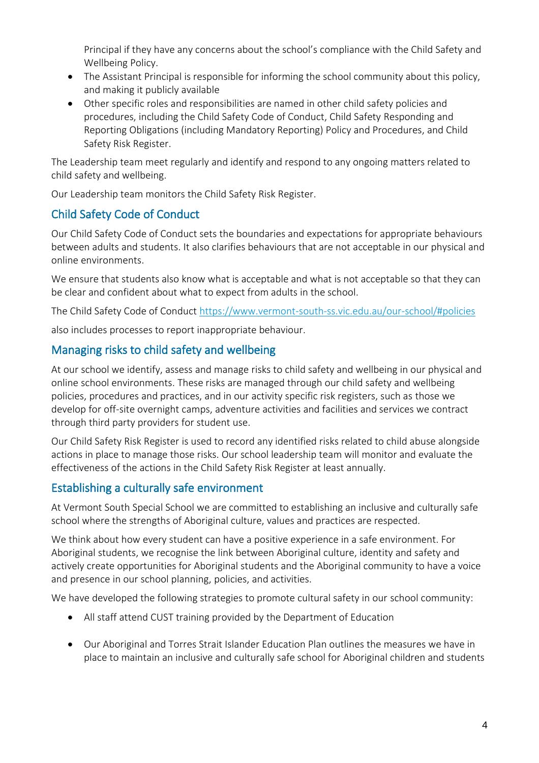Principal if they have any concerns about the school's compliance with the Child Safety and Wellbeing Policy.

- The Assistant Principal is responsible for informing the school community about this policy, and making it publicly available
- Other specific roles and responsibilities are named in other child safety policies and procedures, including the Child Safety Code of Conduct, Child Safety Responding and Reporting Obligations (including Mandatory Reporting) Policy and Procedures, and Child Safety Risk Register.

The Leadership team meet regularly and identify and respond to any ongoing matters related to child safety and wellbeing.

Our Leadership team monitors the Child Safety Risk Register.

## Child Safety Code of Conduct

Our Child Safety Code of Conduct sets the boundaries and expectations for appropriate behaviours between adults and students. It also clarifies behaviours that are not acceptable in our physical and online environments.

We ensure that students also know what is acceptable and what is not acceptable so that they can be clear and confident about what to expect from adults in the school.

The Child Safety Code of Conduct https://www.vermont-south-ss.vic.edu.au/our-school/#policies

also includes processes to report inappropriate behaviour.

## Managing risks to child safety and wellbeing

At our school we identify, assess and manage risks to child safety and wellbeing in our physical and online school environments. These risks are managed through our child safety and wellbeing policies, procedures and practices, and in our activity specific risk registers, such as those we develop for off-site overnight camps, adventure activities and facilities and services we contract through third party providers for student use.

Our Child Safety Risk Register is used to record any identified risks related to child abuse alongside actions in place to manage those risks. Our school leadership team will monitor and evaluate the effectiveness of the actions in the Child Safety Risk Register at least annually.

## Establishing a culturally safe environment

At Vermont South Special School we are committed to establishing an inclusive and culturally safe school where the strengths of Aboriginal culture, values and practices are respected.

We think about how every student can have a positive experience in a safe environment. For Aboriginal students, we recognise the link between Aboriginal culture, identity and safety and actively create opportunities for Aboriginal students and the Aboriginal community to have a voice and presence in our school planning, policies, and activities.

We have developed the following strategies to promote cultural safety in our school community:

- All staff attend CUST training provided by the Department of Education

- Our Aboriginal and Torres Strait Islander Education Plan outlines the measures we have in place to maintain an inclusive and culturally safe school for Aboriginal children and students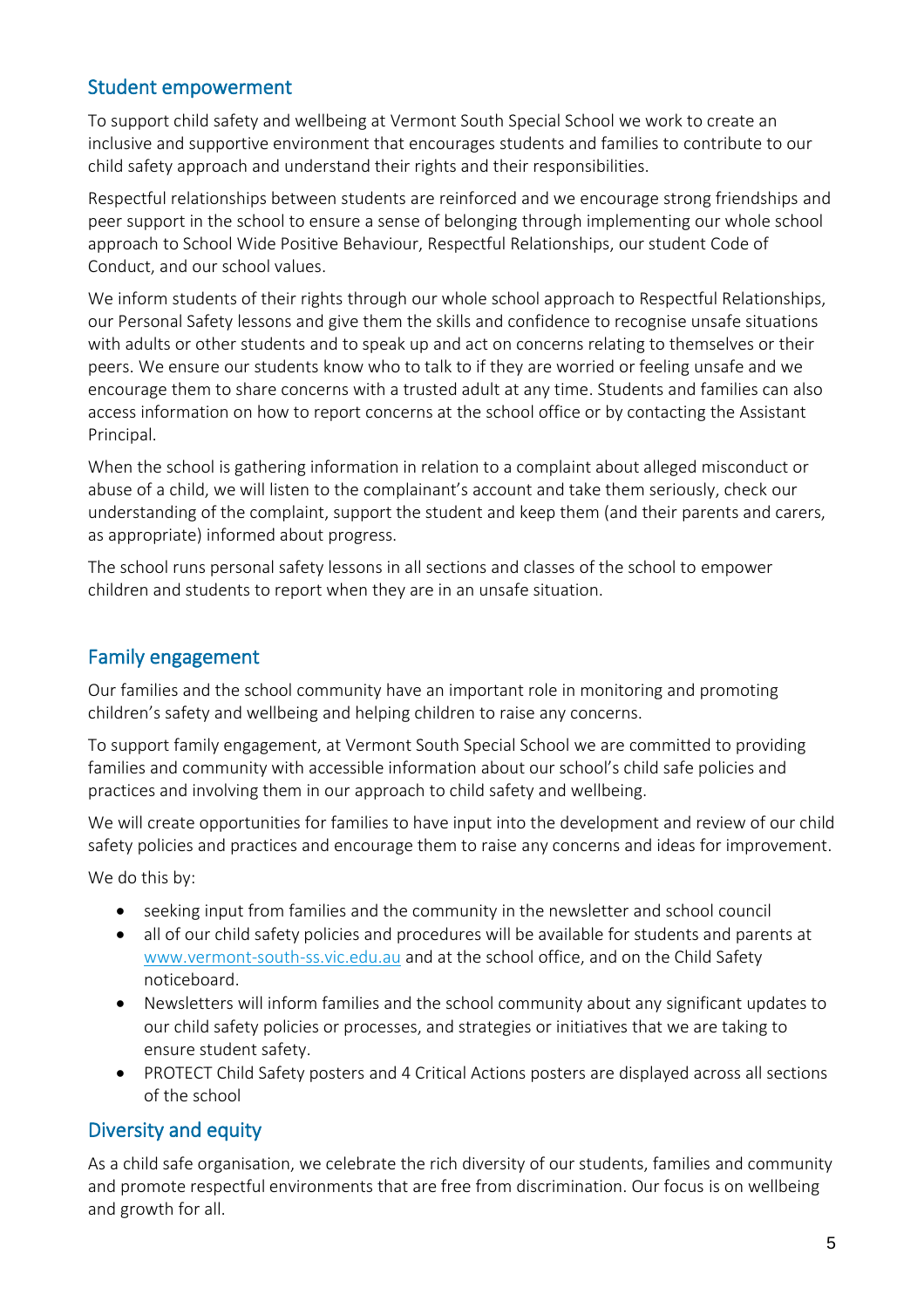## Student empowerment

To support child safety and wellbeing at Vermont South Special School we work to create an inclusive and supportive environment that encourages students and families to contribute to our child safety approach and understand their rights and their responsibilities.

Respectful relationships between students are reinforced and we encourage strong friendships and peer support in the school to ensure a sense of belonging through implementing our whole school approach to School Wide Positive Behaviour, Respectful Relationships, our student Code of Conduct, and our school values.

We inform students of their rights through our whole school approach to Respectful Relationships, our Personal Safety lessons and give them the skills and confidence to recognise unsafe situations with adults or other students and to speak up and act on concerns relating to themselves or their peers. We ensure our students know who to talk to if they are worried or feeling unsafe and we encourage them to share concerns with a trusted adult at any time. Students and families can also access information on how to report concerns at the school office or by contacting the Assistant Principal.

When the school is gathering information in relation to a complaint about alleged misconduct or abuse of a child, we will listen to the complainant's account and take them seriously, check our understanding of the complaint, support the student and keep them (and their parents and carers, as appropriate) informed about progress.

The school runs personal safety lessons in all sections and classes of the school to empower children and students to report when they are in an unsafe situation.

## Family engagement

Our families and the school community have an important role in monitoring and promoting children's safety and wellbeing and helping children to raise any concerns.

To support family engagement, at Vermont South Special School we are committed to providing families and community with accessible information about our school's child safe policies and practices and involving them in our approach to child safety and wellbeing.

We will create opportunities for families to have input into the development and review of our child safety policies and practices and encourage them to raise any concerns and ideas for improvement.

We do this by:

- seeking input from families and the community in the newsletter and school council
- all of our child safety policies and procedures will be available for students and parents at [www.vermont-south-ss.vic.edu.au](http://www.vermont-south-ss.vic.edu.au) and at the school office, and on the Child Safety noticeboard.
- Newsletters will inform families and the school community about any significant updates to our child safety policies or processes, and strategies or initiatives that we are taking to ensure student safety.
- PROTECT Child Safety posters and 4 Critical Actions posters are displayed across all sections of the school

## Diversity and equity

As a child safe organisation, we celebrate the rich diversity of our students, families and community and promote respectful environments that are free from discrimination. Our focus is on wellbeing and growth for all.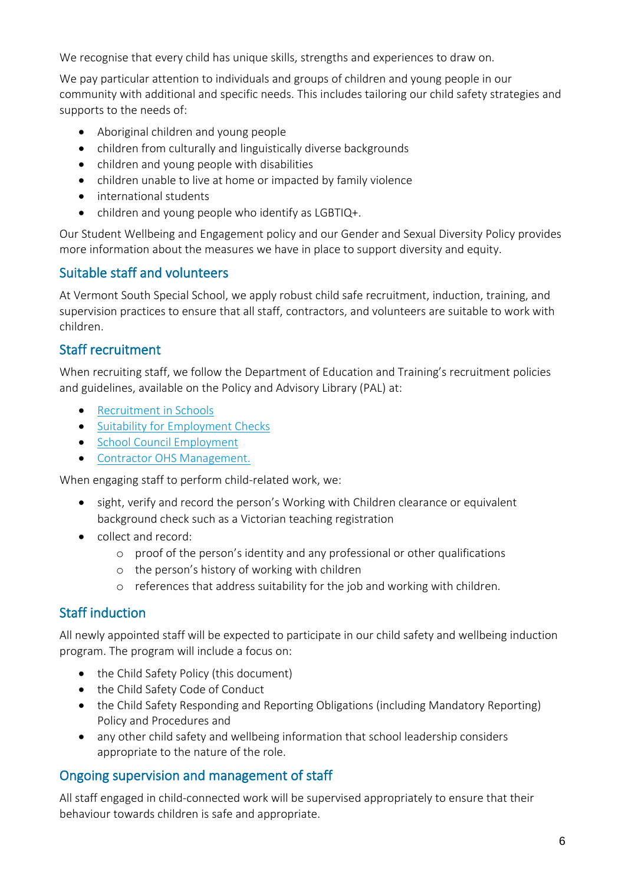We recognise that every child has unique skills, strengths and experiences to draw on.

We pay particular attention to individuals and groups of children and young people in our community with additional and specific needs. This includes tailoring our child safety strategies and supports to the needs of:

- Aboriginal children and young people
- children from culturally and linguistically diverse backgrounds
- children and young people with disabilities
- children unable to live at home or impacted by family violence
- international students
- children and young people who identify as LGBTIQ+.

Our Student Wellbeing and Engagement policy and our Gender and Sexual Diversity Policy provides more information about the measures we have in place to support diversity and equity.

## Suitable staff and volunteers

At Vermont South Special School, we apply robust child safe recruitment, induction, training, and supervision practices to ensure that all staff, contractors, and volunteers are suitable to work with children.

## Staff recruitment

When recruiting staff, we follow the Department of Education and Training's recruitment policies and guidelines, available on the Policy and Advisory Library (PAL) at:

- Recruitment in Schools
- Suitability for Employment Checks
- School Council Employment
- Contractor OHS Management.

When engaging staff to perform child-related work, we:

- sight, verify and record the person's Working with Children clearance or equivalent background check such as a Victorian teaching registration
- collect and record:
    - proof of the person's identity and any professional or other qualifications
    - the person's history of working with children
    - references that address suitability for the job and working with children.

## Staff induction

All newly appointed staff will be expected to participate in our child safety and wellbeing induction program. The program will include a focus on:

- the Child Safety Policy (this document)
- the Child Safety Code of Conduct
- the Child Safety Responding and Reporting Obligations (including Mandatory Reporting) Policy and Procedures and
- any other child safety and wellbeing information that school leadership considers appropriate to the nature of the role.

## Ongoing supervision and management of staff

All staff engaged in child-connected work will be supervised appropriately to ensure that their behaviour towards children is safe and appropriate.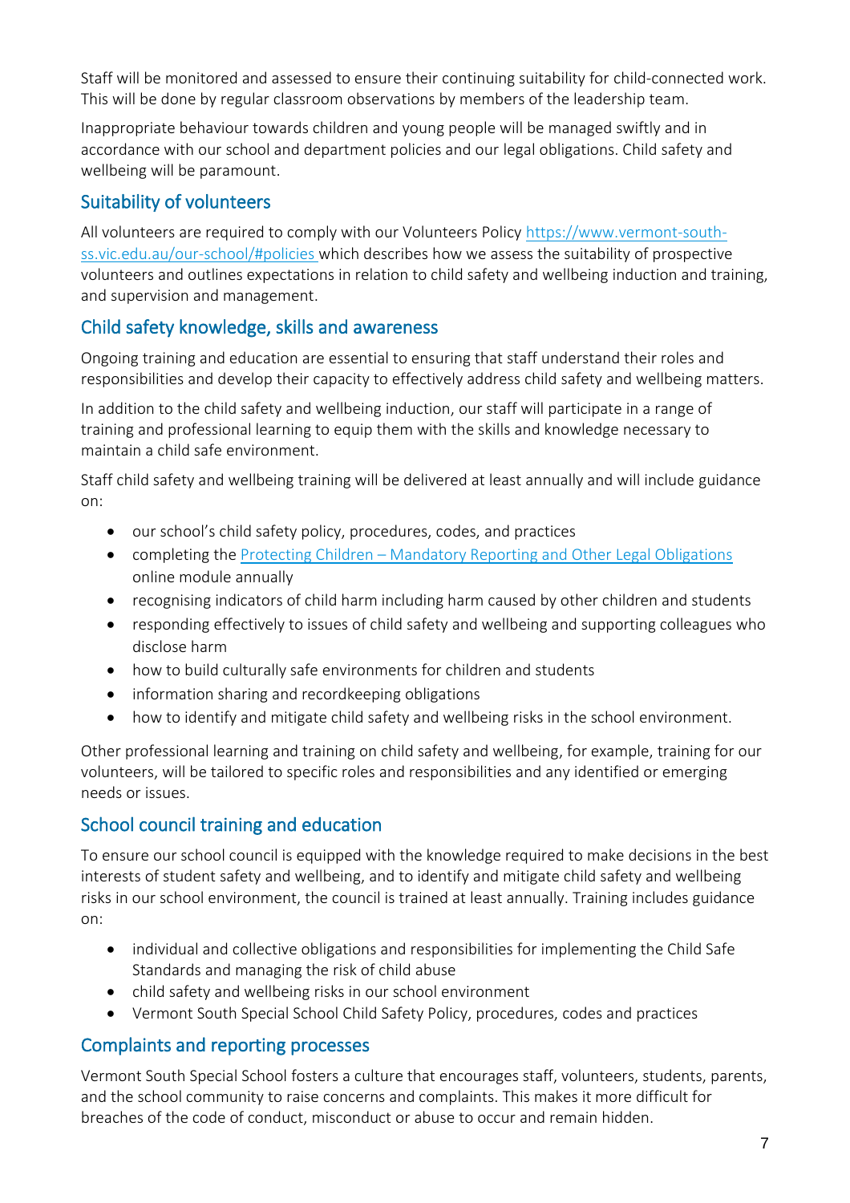Staff will be monitored and assessed to ensure their continuing suitability for child-connected work. This will be done by regular classroom observations by members of the leadership team.

Inappropriate behaviour towards children and young people will be managed swiftly and in accordance with our school and department policies and our legal obligations. Child safety and wellbeing will be paramount.

## Suitability of volunteers

All volunteers are required to comply with our Volunteers Policy [https://www.vermont-south-ss.vic.edu.au/our-school/#policies](https://www.vermont-south-ss.vic.edu.au/our-school/#policies) which describes how we assess the suitability of prospective volunteers and outlines expectations in relation to child safety and wellbeing induction and training, and supervision and management.

## Child safety knowledge, skills and awareness

Ongoing training and education are essential to ensuring that staff understand their roles and responsibilities and develop their capacity to effectively address child safety and wellbeing matters.

In addition to the child safety and wellbeing induction, our staff will participate in a range of training and professional learning to equip them with the skills and knowledge necessary to maintain a child safe environment.

Staff child safety and wellbeing training will be delivered at least annually and will include guidance on:

- our school's child safety policy, procedures, codes, and practices
- completing the Protecting Children – Mandatory Reporting and Other Legal Obligations online module annually
- recognising indicators of child harm including harm caused by other children and students
- responding effectively to issues of child safety and wellbeing and supporting colleagues who disclose harm
- how to build culturally safe environments for children and students
- information sharing and recordkeeping obligations
- how to identify and mitigate child safety and wellbeing risks in the school environment.

Other professional learning and training on child safety and wellbeing, for example, training for our volunteers, will be tailored to specific roles and responsibilities and any identified or emerging needs or issues.

## School council training and education

To ensure our school council is equipped with the knowledge required to make decisions in the best interests of student safety and wellbeing, and to identify and mitigate child safety and wellbeing risks in our school environment, the council is trained at least annually. Training includes guidance on:

- individual and collective obligations and responsibilities for implementing the Child Safe Standards and managing the risk of child abuse
- child safety and wellbeing risks in our school environment
- Vermont South Special School Child Safety Policy, procedures, codes and practices

## Complaints and reporting processes

Vermont South Special School fosters a culture that encourages staff, volunteers, students, parents, and the school community to raise concerns and complaints. This makes it more difficult for breaches of the code of conduct, misconduct or abuse to occur and remain hidden.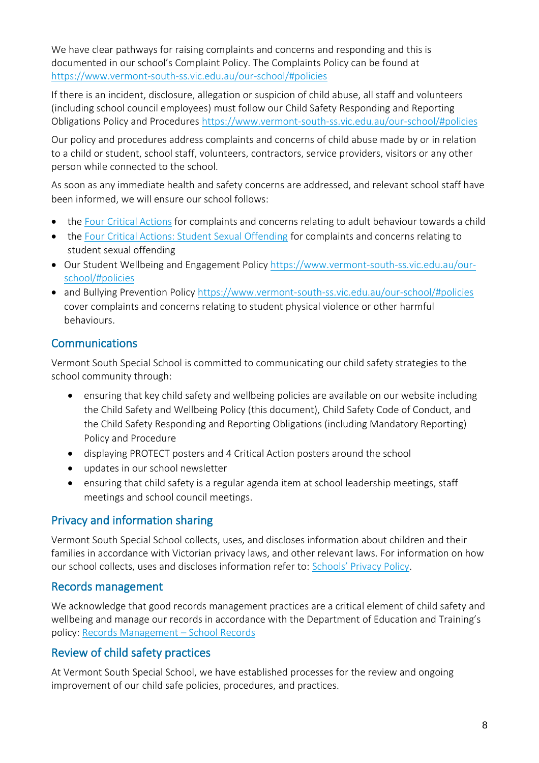We have clear pathways for raising complaints and concerns and responding and this is documented in our school's Complaint Policy. The Complaints Policy can be found at [https://www.vermont-south-ss.vic.edu.au/our-school/#policies](https://www.vermont-south-ss.vic.edu.au/our-school/#policies)

If there is an incident, disclosure, allegation or suspicion of child abuse, all staff and volunteers (including school council employees) must follow our Child Safety Responding and Reporting Obligations Policy and Procedures [https://www.vermont-south-ss.vic.edu.au/our-school/#policies](https://www.vermont-south-ss.vic.edu.au/our-school/#policies)

Our policy and procedures address complaints and concerns of child abuse made by or in relation to a child or student, school staff, volunteers, contractors, service providers, visitors or any other person while connected to the school.

As soon as any immediate health and safety concerns are addressed, and relevant school staff have been informed, we will ensure our school follows:

- the Four Critical Actions for complaints and concerns relating to adult behaviour towards a child
- the Four Critical Actions: Student Sexual Offending for complaints and concerns relating to student sexual offending
- Our Student Wellbeing and Engagement Policy [https://www.vermont-south-ss.vic.edu.au/our-school/#policies](https://www.vermont-south-ss.vic.edu.au/our-school/#policies)
- and Bullying Prevention Policy [https://www.vermont-south-ss.vic.edu.au/our-school/#policies](https://www.vermont-south-ss.vic.edu.au/our-school/#policies) cover complaints and concerns relating to student physical violence or other harmful behaviours.

## Communications

Vermont South Special School is committed to communicating our child safety strategies to the school community through:

- ensuring that key child safety and wellbeing policies are available on our website including the Child Safety and Wellbeing Policy (this document), Child Safety Code of Conduct, and the Child Safety Responding and Reporting Obligations (including Mandatory Reporting) Policy and Procedure
- displaying PROTECT posters and 4 Critical Action posters around the school
- updates in our school newsletter
- ensuring that child safety is a regular agenda item at school leadership meetings, staff meetings and school council meetings.

## Privacy and information sharing

Vermont South Special School collects, uses, and discloses information about children and their families in accordance with Victorian privacy laws, and other relevant laws. For information on how our school collects, uses and discloses information refer to: Schools' Privacy Policy.

## Records management

We acknowledge that good records management practices are a critical element of child safety and wellbeing and manage our records in accordance with the Department of Education and Training's policy: Records Management – School Records

## Review of child safety practices

At Vermont South Special School, we have established processes for the review and ongoing improvement of our child safe policies, procedures, and practices.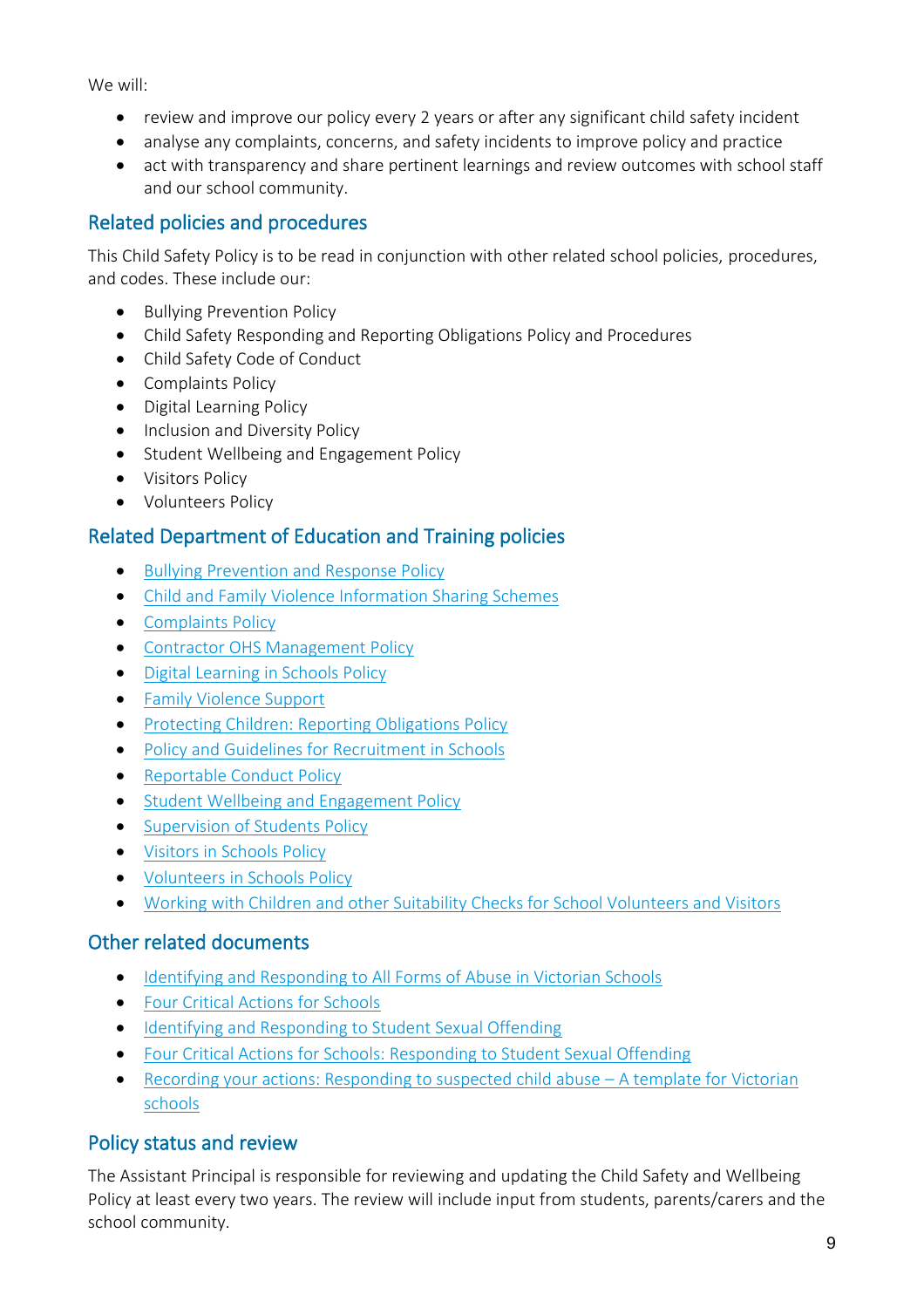We will:

- review and improve our policy every 2 years or after any significant child safety incident
- analyse any complaints, concerns, and safety incidents to improve policy and practice
- act with transparency and share pertinent learnings and review outcomes with school staff and our school community.

## Related policies and procedures

This Child Safety Policy is to be read in conjunction with other related school policies, procedures, and codes. These include our:

- Bullying Prevention Policy
- Child Safety Responding and Reporting Obligations Policy and Procedures
- Child Safety Code of Conduct
- Complaints Policy
- Digital Learning Policy
- Inclusion and Diversity Policy
- Student Wellbeing and Engagement Policy
- Visitors Policy
- Volunteers Policy

## Related Department of Education and Training policies

- Bullying Prevention and Response Policy
- Child and Family Violence Information Sharing Schemes
- Complaints Policy
- Contractor OHS Management Policy
- Digital Learning in Schools Policy
- Family Violence Support
- Protecting Children: Reporting Obligations Policy
- Policy and Guidelines for Recruitment in Schools
- Reportable Conduct Policy
- Student Wellbeing and Engagement Policy
- Supervision of Students Policy
- Visitors in Schools Policy
- Volunteers in Schools Policy
- Working with Children and other Suitability Checks for School Volunteers and Visitors

## Other related documents

- Identifying and Responding to All Forms of Abuse in Victorian Schools
- Four Critical Actions for Schools
- Identifying and Responding to Student Sexual Offending
- Four Critical Actions for Schools: Responding to Student Sexual Offending
- Recording your actions: Responding to suspected child abuse – A template for Victorian schools

## Policy status and review

The Assistant Principal is responsible for reviewing and updating the Child Safety and Wellbeing Policy at least every two years. The review will include input from students, parents/carers and the school community.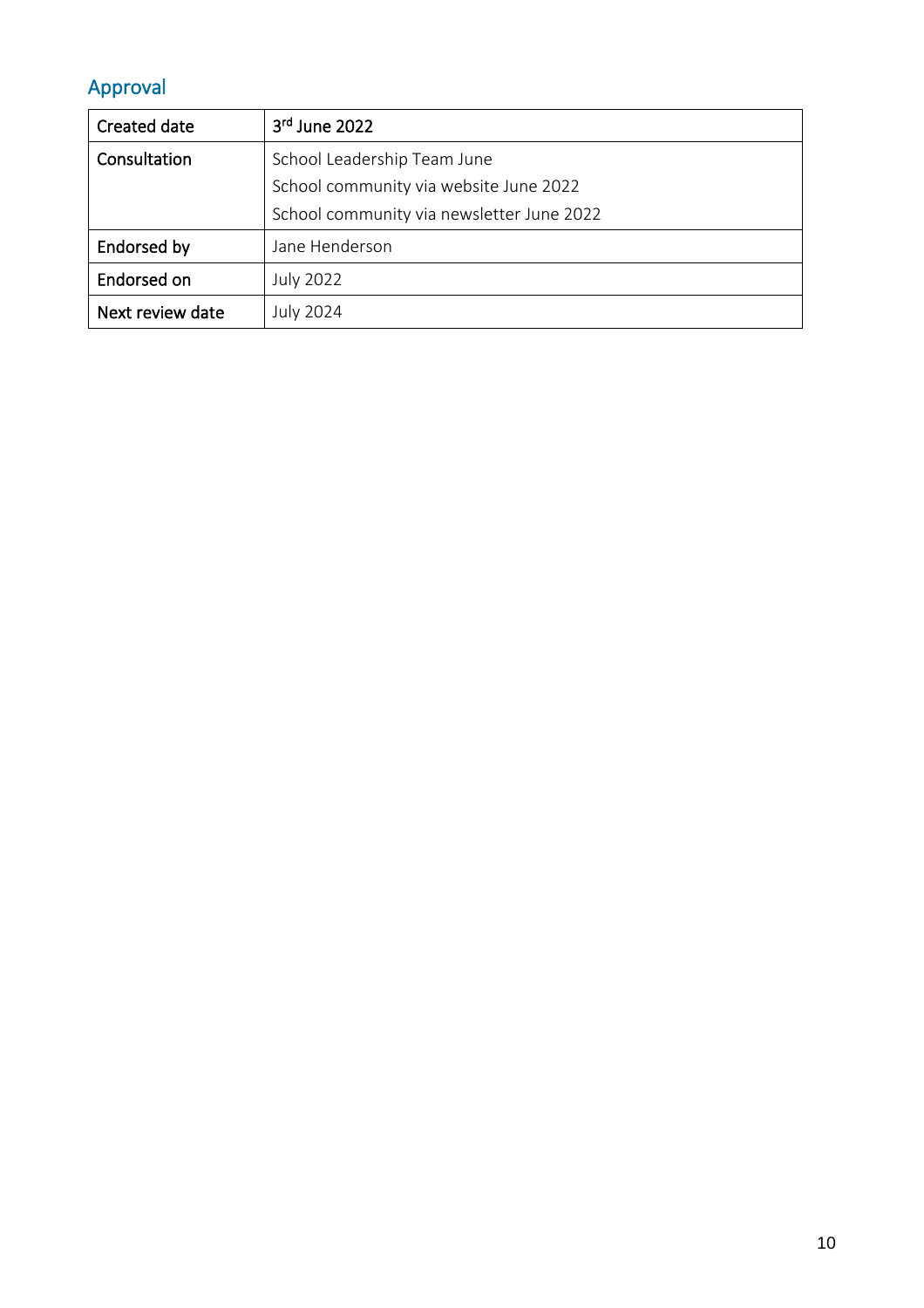## Approval

| | |
|---|---|
| Created date | 3rd June 2022 |
| Consultation | School Leadership Team June<br>School community via website June 2022<br>School community via newsletter June 2022 |
| Endorsed by | Jane Henderson |
| Endorsed on | July 2022 |
| Next review date | July 2024 |